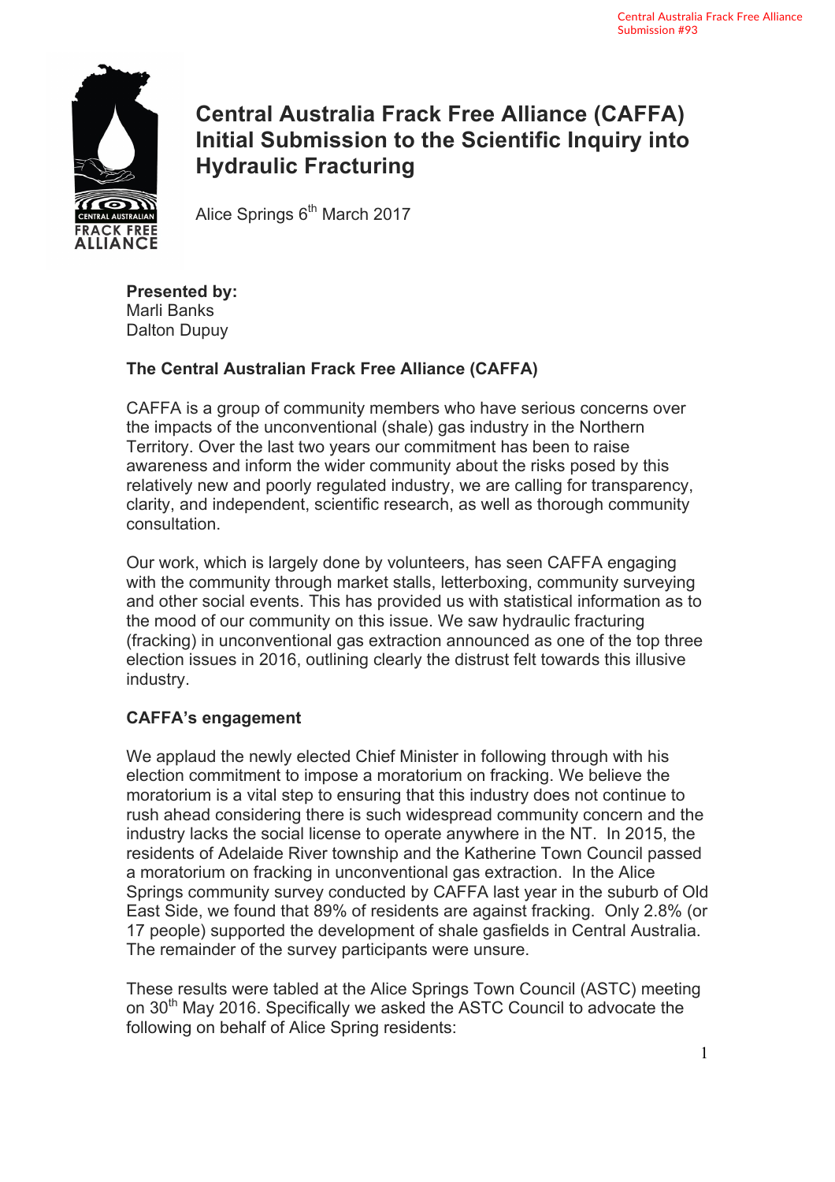Central Australia Frack Free Alliance
Submission #93

# Central Australia Frack Free Alliance (CAFFA) Initial Submission to the Scientific Inquiry into Hydraulic Fracturing

Alice Springs 6th March 2017

**Presented by:**
Marli Banks
Dalton Dupuy

### The Central Australian Frack Free Alliance (CAFFA)

CAFFA is a group of community members who have serious concerns over the impacts of the unconventional (shale) gas industry in the Northern Territory. Over the last two years our commitment has been to raise awareness and inform the wider community about the risks posed by this relatively new and poorly regulated industry, we are calling for transparency, clarity, and independent, scientific research, as well as thorough community consultation.

Our work, which is largely done by volunteers, has seen CAFFA engaging with the community through market stalls, letterboxing, community surveying and other social events. This has provided us with statistical information as to the mood of our community on this issue. We saw hydraulic fracturing (fracking) in unconventional gas extraction announced as one of the top three election issues in 2016, outlining clearly the distrust felt towards this illusive industry.

### CAFFA's engagement

We applaud the newly elected Chief Minister in following through with his election commitment to impose a moratorium on fracking. We believe the moratorium is a vital step to ensuring that this industry does not continue to rush ahead considering there is such widespread community concern and the industry lacks the social license to operate anywhere in the NT. In 2015, the residents of Adelaide River township and the Katherine Town Council passed a moratorium on fracking in unconventional gas extraction. In the Alice Springs community survey conducted by CAFFA last year in the suburb of Old East Side, we found that 89% of residents are against fracking. Only 2.8% (or 17 people) supported the development of shale gasfields in Central Australia. The remainder of the survey participants were unsure.

These results were tabled at the Alice Springs Town Council (ASTC) meeting on 30th May 2016. Specifically we asked the ASTC Council to advocate the following on behalf of Alice Spring residents: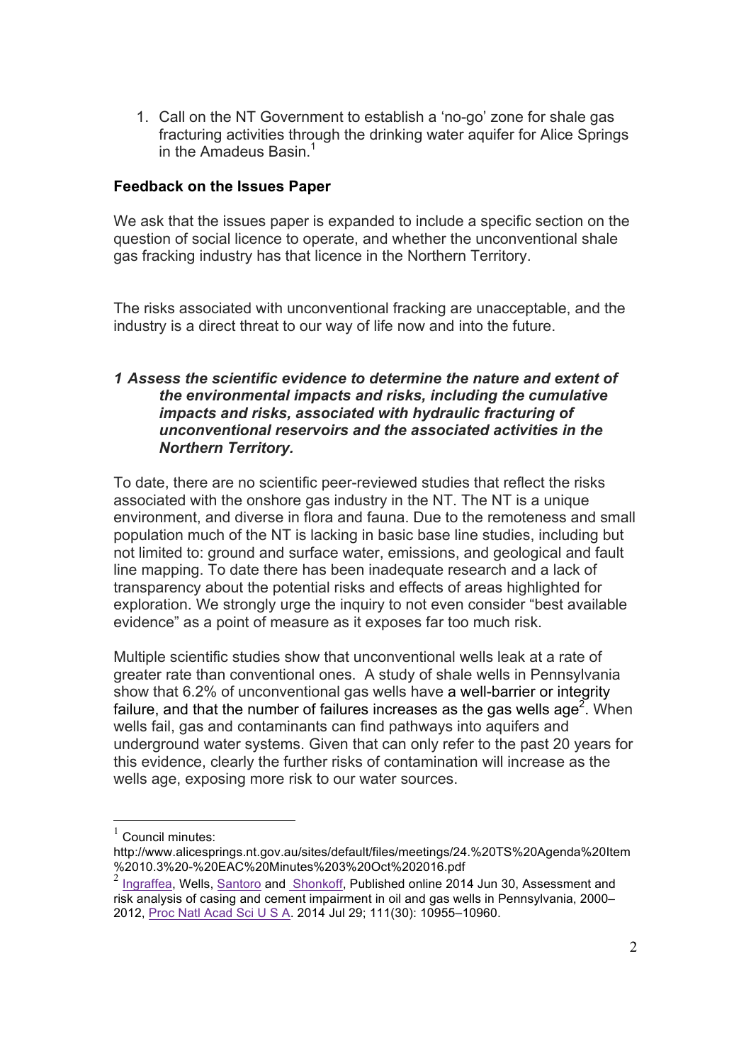1. Call on the NT Government to establish a 'no-go' zone for shale gas fracturing activities through the drinking water aquifer for Alice Springs in the Amadeus Basin.[1]

**Feedback on the Issues Paper**

We ask that the issues paper is expanded to include a specific section on the question of social licence to operate, and whether the unconventional shale gas fracking industry has that licence in the Northern Territory.

The risks associated with unconventional fracking are unacceptable, and the industry is a direct threat to our way of life now and into the future.

***1 Assess the scientific evidence to determine the nature and extent of the environmental impacts and risks, including the cumulative impacts and risks, associated with hydraulic fracturing of unconventional reservoirs and the associated activities in the Northern Territory.***

To date, there are no scientific peer-reviewed studies that reflect the risks associated with the onshore gas industry in the NT. The NT is a unique environment, and diverse in flora and fauna. Due to the remoteness and small population much of the NT is lacking in basic base line studies, including but not limited to: ground and surface water, emissions, and geological and fault line mapping. To date there has been inadequate research and a lack of transparency about the potential risks and effects of areas highlighted for exploration. We strongly urge the inquiry to not even consider "best available evidence" as a point of measure as it exposes far too much risk.

Multiple scientific studies show that unconventional wells leak at a rate of greater rate than conventional ones. A study of shale wells in Pennsylvania show that 6.2% of unconventional gas wells have a well-barrier or integrity failure, and that the number of failures increases as the gas wells age[2]. When wells fail, gas and contaminants can find pathways into aquifers and underground water systems. Given that can only refer to the past 20 years for this evidence, clearly the further risks of contamination will increase as the wells age, exposing more risk to our water sources.

---

[1] Council minutes: http://www.alicesprings.nt.gov.au/sites/default/files/meetings/24.%20TS%20Agenda%20Item%2010.3%20-%20EAC%20Minutes%203%20Oct%202016.pdf

[2] Ingraffea, Wells, Santoro and Shonkoff, Published online 2014 Jun 30, Assessment and risk analysis of casing and cement impairment in oil and gas wells in Pennsylvania, 2000–2012, Proc Natl Acad Sci U S A. 2014 Jul 29; 111(30): 10955–10960.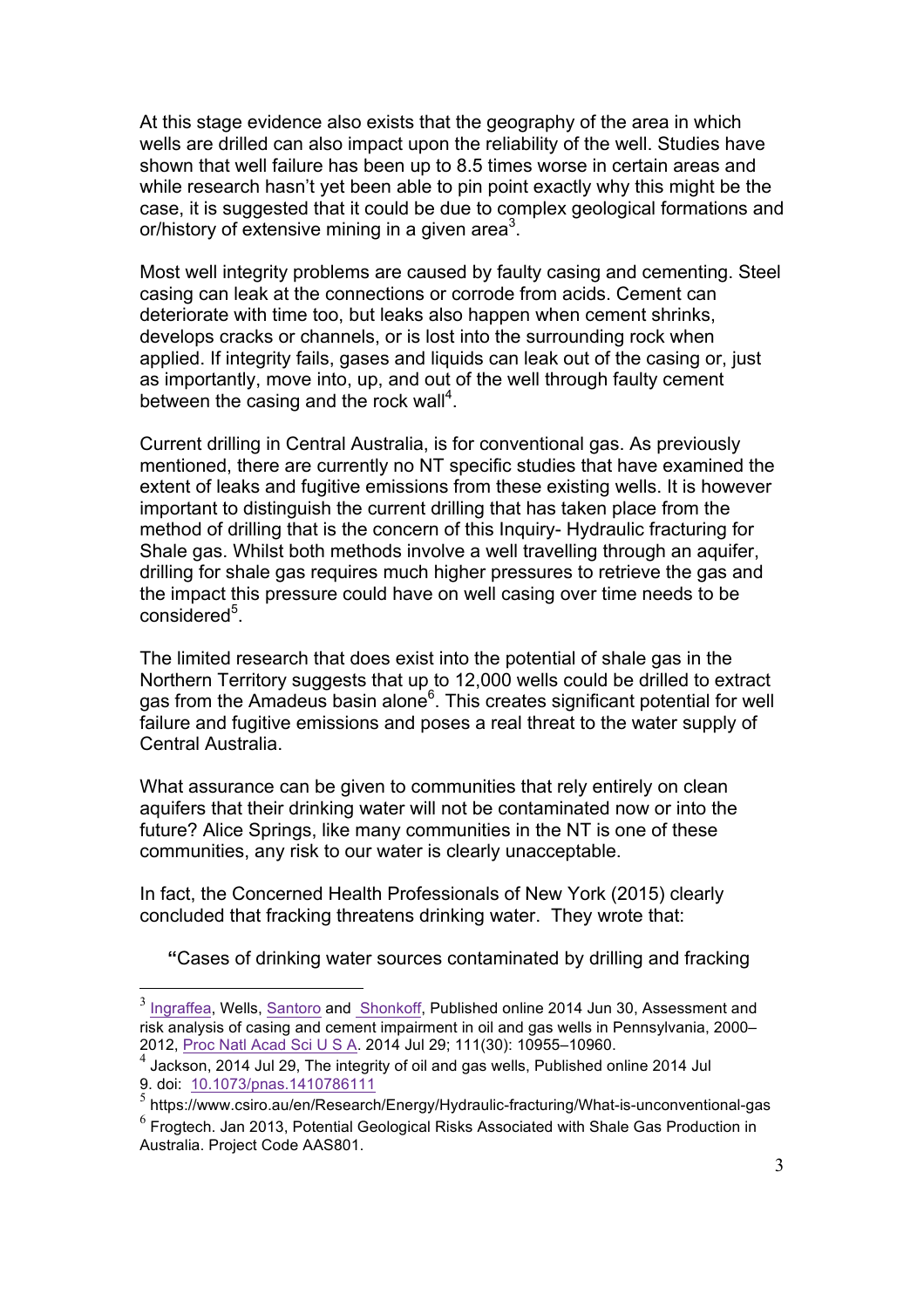At this stage evidence also exists that the geography of the area in which wells are drilled can also impact upon the reliability of the well. Studies have shown that well failure has been up to 8.5 times worse in certain areas and while research hasn't yet been able to pin point exactly why this might be the case, it is suggested that it could be due to complex geological formations and or/history of extensive mining in a given area[3].

Most well integrity problems are caused by faulty casing and cementing. Steel casing can leak at the connections or corrode from acids. Cement can deteriorate with time too, but leaks also happen when cement shrinks, develops cracks or channels, or is lost into the surrounding rock when applied. If integrity fails, gases and liquids can leak out of the casing or, just as importantly, move into, up, and out of the well through faulty cement between the casing and the rock wall[4].

Current drilling in Central Australia, is for conventional gas. As previously mentioned, there are currently no NT specific studies that have examined the extent of leaks and fugitive emissions from these existing wells. It is however important to distinguish the current drilling that has taken place from the method of drilling that is the concern of this Inquiry- Hydraulic fracturing for Shale gas. Whilst both methods involve a well travelling through an aquifer, drilling for shale gas requires much higher pressures to retrieve the gas and the impact this pressure could have on well casing over time needs to be considered[5].

The limited research that does exist into the potential of shale gas in the Northern Territory suggests that up to 12,000 wells could be drilled to extract gas from the Amadeus basin alone[6]. This creates significant potential for well failure and fugitive emissions and poses a real threat to the water supply of Central Australia.

What assurance can be given to communities that rely entirely on clean aquifers that their drinking water will not be contaminated now or into the future? Alice Springs, like many communities in the NT is one of these communities, any risk to our water is clearly unacceptable.

In fact, the Concerned Health Professionals of New York (2015) clearly concluded that fracking threatens drinking water. They wrote that:

> "Cases of drinking water sources contaminated by drilling and fracking

---

[3] Ingraffea, Wells, Santoro and Shonkoff, Published online 2014 Jun 30, Assessment and risk analysis of casing and cement impairment in oil and gas wells in Pennsylvania, 2000–2012, Proc Natl Acad Sci U S A. 2014 Jul 29; 111(30): 10955–10960.

[4] Jackson, 2014 Jul 29, The integrity of oil and gas wells, Published online 2014 Jul 9. doi: 10.1073/pnas.1410786111

[5] https://www.csiro.au/en/Research/Energy/Hydraulic-fracturing/What-is-unconventional-gas

[6] Frogtech. Jan 2013, Potential Geological Risks Associated with Shale Gas Production in Australia. Project Code AAS801.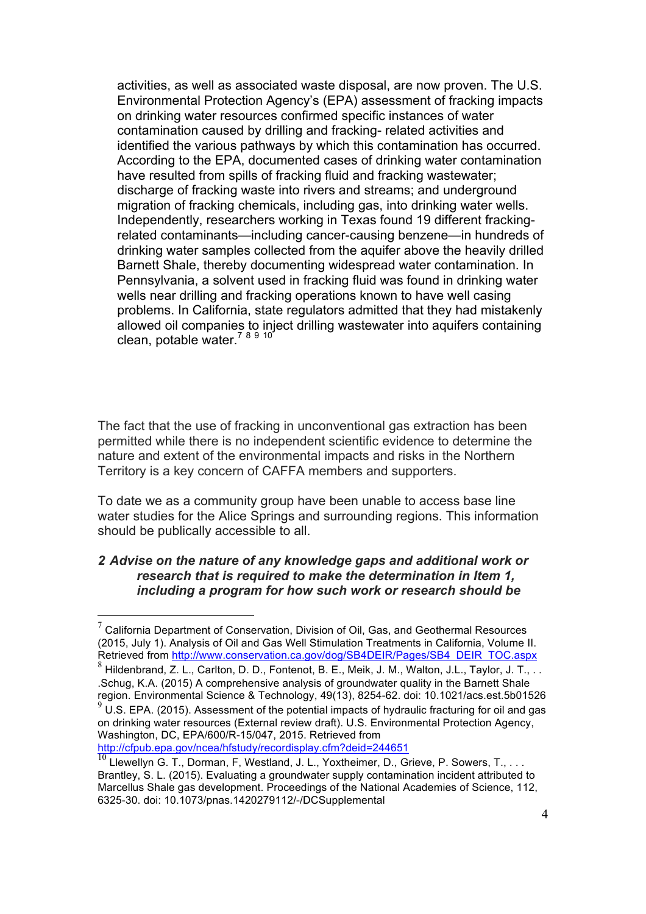> activities, as well as associated waste disposal, are now proven. The U.S. Environmental Protection Agency's (EPA) assessment of fracking impacts on drinking water resources confirmed specific instances of water contamination caused by drilling and fracking- related activities and identified the various pathways by which this contamination has occurred. According to the EPA, documented cases of drinking water contamination have resulted from spills of fracking fluid and fracking wastewater; discharge of fracking waste into rivers and streams; and underground migration of fracking chemicals, including gas, into drinking water wells. Independently, researchers working in Texas found 19 different fracking-related contaminants—including cancer-causing benzene—in hundreds of drinking water samples collected from the aquifer above the heavily drilled Barnett Shale, thereby documenting widespread water contamination. In Pennsylvania, a solvent used in fracking fluid was found in drinking water wells near drilling and fracking operations known to have well casing problems. In California, state regulators admitted that they had mistakenly allowed oil companies to inject drilling wastewater into aquifers containing clean, potable water.[7] [8] [9] [10]

The fact that the use of fracking in unconventional gas extraction has been permitted while there is no independent scientific evidence to determine the nature and extent of the environmental impacts and risks in the Northern Territory is a key concern of CAFFA members and supporters.

To date we as a community group have been unable to access base line water studies for the Alice Springs and surrounding regions. This information should be publically accessible to all.

***2 Advise on the nature of any knowledge gaps and additional work or research that is required to make the determination in Item 1, including a program for how such work or research should be***

---

[7] California Department of Conservation, Division of Oil, Gas, and Geothermal Resources (2015, July 1). Analysis of Oil and Gas Well Stimulation Treatments in California, Volume II. Retrieved from http://www.conservation.ca.gov/dog/SB4DEIR/Pages/SB4_DEIR_TOC.aspx

[8] Hildenbrand, Z. L., Carlton, D. D., Fontenot, B. E., Meik, J. M., Walton, J.L., Taylor, J. T., . . .Schug, K.A. (2015) A comprehensive analysis of groundwater quality in the Barnett Shale region. Environmental Science & Technology, 49(13), 8254-62. doi: 10.1021/acs.est.5b01526

[9] U.S. EPA. (2015). Assessment of the potential impacts of hydraulic fracturing for oil and gas on drinking water resources (External review draft). U.S. Environmental Protection Agency, Washington, DC, EPA/600/R-15/047, 2015. Retrieved from http://cfpub.epa.gov/ncea/hfstudy/recordisplay.cfm?deid=244651

[10] Llewellyn G. T., Dorman, F, Westland, J. L., Yoxtheimer, D., Grieve, P. Sowers, T., . . . Brantley, S. L. (2015). Evaluating a groundwater supply contamination incident attributed to Marcellus Shale gas development. Proceedings of the National Academies of Science, 112, 6325-30. doi: 10.1073/pnas.1420279112/-/DCSupplemental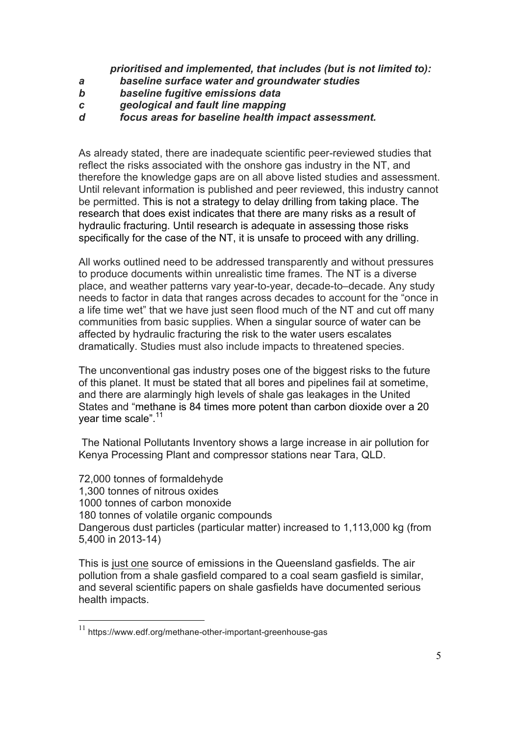***prioritised and implemented, that includes (but is not limited to):***

***a baseline surface water and groundwater studies***

***b baseline fugitive emissions data***

***c geological and fault line mapping***

***d focus areas for baseline health impact assessment.***

As already stated, there are inadequate scientific peer-reviewed studies that reflect the risks associated with the onshore gas industry in the NT, and therefore the knowledge gaps are on all above listed studies and assessment. Until relevant information is published and peer reviewed, this industry cannot be permitted. This is not a strategy to delay drilling from taking place. The research that does exist indicates that there are many risks as a result of hydraulic fracturing. Until research is adequate in assessing those risks specifically for the case of the NT, it is unsafe to proceed with any drilling.

All works outlined need to be addressed transparently and without pressures to produce documents within unrealistic time frames. The NT is a diverse place, and weather patterns vary year-to-year, decade-to–decade. Any study needs to factor in data that ranges across decades to account for the "once in a life time wet" that we have just seen flood much of the NT and cut off many communities from basic supplies. When a singular source of water can be affected by hydraulic fracturing the risk to the water users escalates dramatically. Studies must also include impacts to threatened species.

The unconventional gas industry poses one of the biggest risks to the future of this planet. It must be stated that all bores and pipelines fail at sometime, and there are alarmingly high levels of shale gas leakages in the United States and "methane is 84 times more potent than carbon dioxide over a 20 year time scale".[11]

The National Pollutants Inventory shows a large increase in air pollution for Kenya Processing Plant and compressor stations near Tara, QLD.

72,000 tonnes of formaldehyde
1,300 tonnes of nitrous oxides
1000 tonnes of carbon monoxide
180 tonnes of volatile organic compounds
Dangerous dust particles (particular matter) increased to 1,113,000 kg (from 5,400 in 2013-14)

This is <u>just one</u> source of emissions in the Queensland gasfields. The air pollution from a shale gasfield compared to a coal seam gasfield is similar, and several scientific papers on shale gasfields have documented serious health impacts.

---

[11] https://www.edf.org/methane-other-important-greenhouse-gas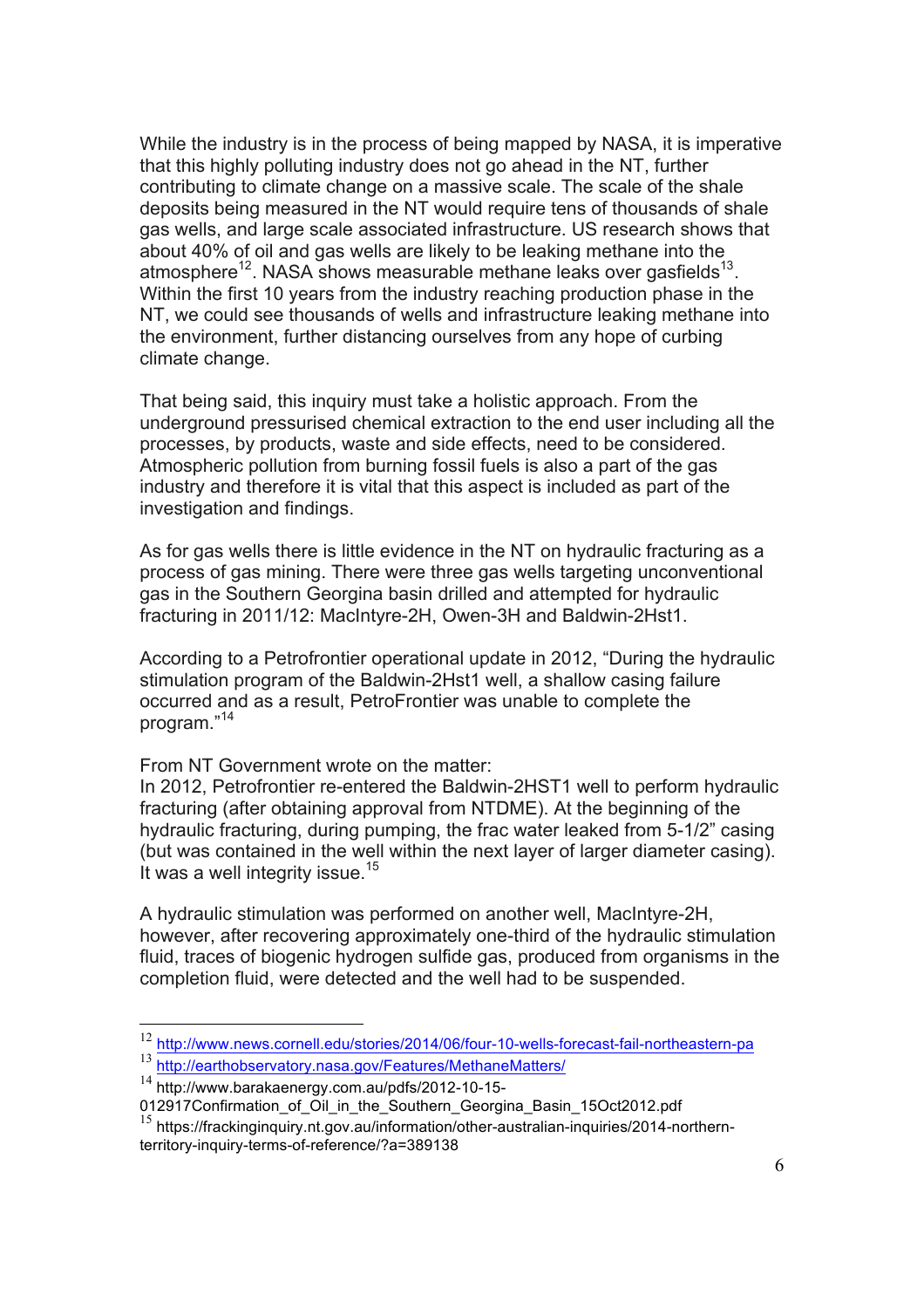While the industry is in the process of being mapped by NASA, it is imperative that this highly polluting industry does not go ahead in the NT, further contributing to climate change on a massive scale. The scale of the shale deposits being measured in the NT would require tens of thousands of shale gas wells, and large scale associated infrastructure. US research shows that about 40% of oil and gas wells are likely to be leaking methane into the atmosphere[12]. NASA shows measurable methane leaks over gasfields[13]. Within the first 10 years from the industry reaching production phase in the NT, we could see thousands of wells and infrastructure leaking methane into the environment, further distancing ourselves from any hope of curbing climate change.

That being said, this inquiry must take a holistic approach. From the underground pressurised chemical extraction to the end user including all the processes, by products, waste and side effects, need to be considered. Atmospheric pollution from burning fossil fuels is also a part of the gas industry and therefore it is vital that this aspect is included as part of the investigation and findings.

As for gas wells there is little evidence in the NT on hydraulic fracturing as a process of gas mining. There were three gas wells targeting unconventional gas in the Southern Georgina basin drilled and attempted for hydraulic fracturing in 2011/12: MacIntyre-2H, Owen-3H and Baldwin-2Hst1.

According to a Petrofrontier operational update in 2012, "During the hydraulic stimulation program of the Baldwin-2Hst1 well, a shallow casing failure occurred and as a result, PetroFrontier was unable to complete the program."[14]

From NT Government wrote on the matter:
In 2012, Petrofrontier re-entered the Baldwin-2HST1 well to perform hydraulic fracturing (after obtaining approval from NTDME). At the beginning of the hydraulic fracturing, during pumping, the frac water leaked from 5-1/2" casing (but was contained in the well within the next layer of larger diameter casing). It was a well integrity issue.[15]

A hydraulic stimulation was performed on another well, MacIntyre-2H, however, after recovering approximately one-third of the hydraulic stimulation fluid, traces of biogenic hydrogen sulfide gas, produced from organisms in the completion fluid, were detected and the well had to be suspended.

---

[12] http://www.news.cornell.edu/stories/2014/06/four-10-wells-forecast-fail-northeastern-pa

[13] http://earthobservatory.nasa.gov/Features/MethaneMatters/

[14] http://www.barakaenergy.com.au/pdfs/2012-10-15-012917Confirmation_of_Oil_in_the_Southern_Georgina_Basin_15Oct2012.pdf

[15] https://frackinginquiry.nt.gov.au/information/other-australian-inquiries/2014-northern-territory-inquiry-terms-of-reference/?a=389138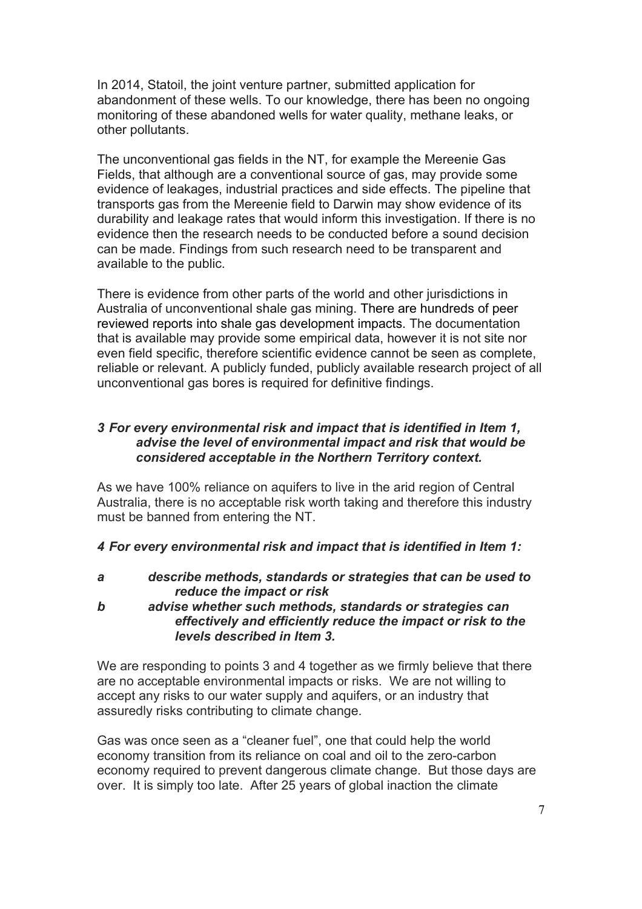In 2014, Statoil, the joint venture partner, submitted application for abandonment of these wells. To our knowledge, there has been no ongoing monitoring of these abandoned wells for water quality, methane leaks, or other pollutants.

The unconventional gas fields in the NT, for example the Mereenie Gas Fields, that although are a conventional source of gas, may provide some evidence of leakages, industrial practices and side effects. The pipeline that transports gas from the Mereenie field to Darwin may show evidence of its durability and leakage rates that would inform this investigation. If there is no evidence then the research needs to be conducted before a sound decision can be made. Findings from such research need to be transparent and available to the public.

There is evidence from other parts of the world and other jurisdictions in Australia of unconventional shale gas mining. There are hundreds of peer reviewed reports into shale gas development impacts. The documentation that is available may provide some empirical data, however it is not site nor even field specific, therefore scientific evidence cannot be seen as complete, reliable or relevant. A publicly funded, publicly available research project of all unconventional gas bores is required for definitive findings.

### *3 For every environmental risk and impact that is identified in Item 1, advise the level of environmental impact and risk that would be considered acceptable in the Northern Territory context.*

As we have 100% reliance on aquifers to live in the arid region of Central Australia, there is no acceptable risk worth taking and therefore this industry must be banned from entering the NT.

### *4 For every environmental risk and impact that is identified in Item 1:*

***a*** ***describe methods, standards or strategies that can be used to reduce the impact or risk***

***b*** ***advise whether such methods, standards or strategies can effectively and efficiently reduce the impact or risk to the levels described in Item 3.***

We are responding to points 3 and 4 together as we firmly believe that there are no acceptable environmental impacts or risks. We are not willing to accept any risks to our water supply and aquifers, or an industry that assuredly risks contributing to climate change.

Gas was once seen as a "cleaner fuel", one that could help the world economy transition from its reliance on coal and oil to the zero-carbon economy required to prevent dangerous climate change. But those days are over. It is simply too late. After 25 years of global inaction the climate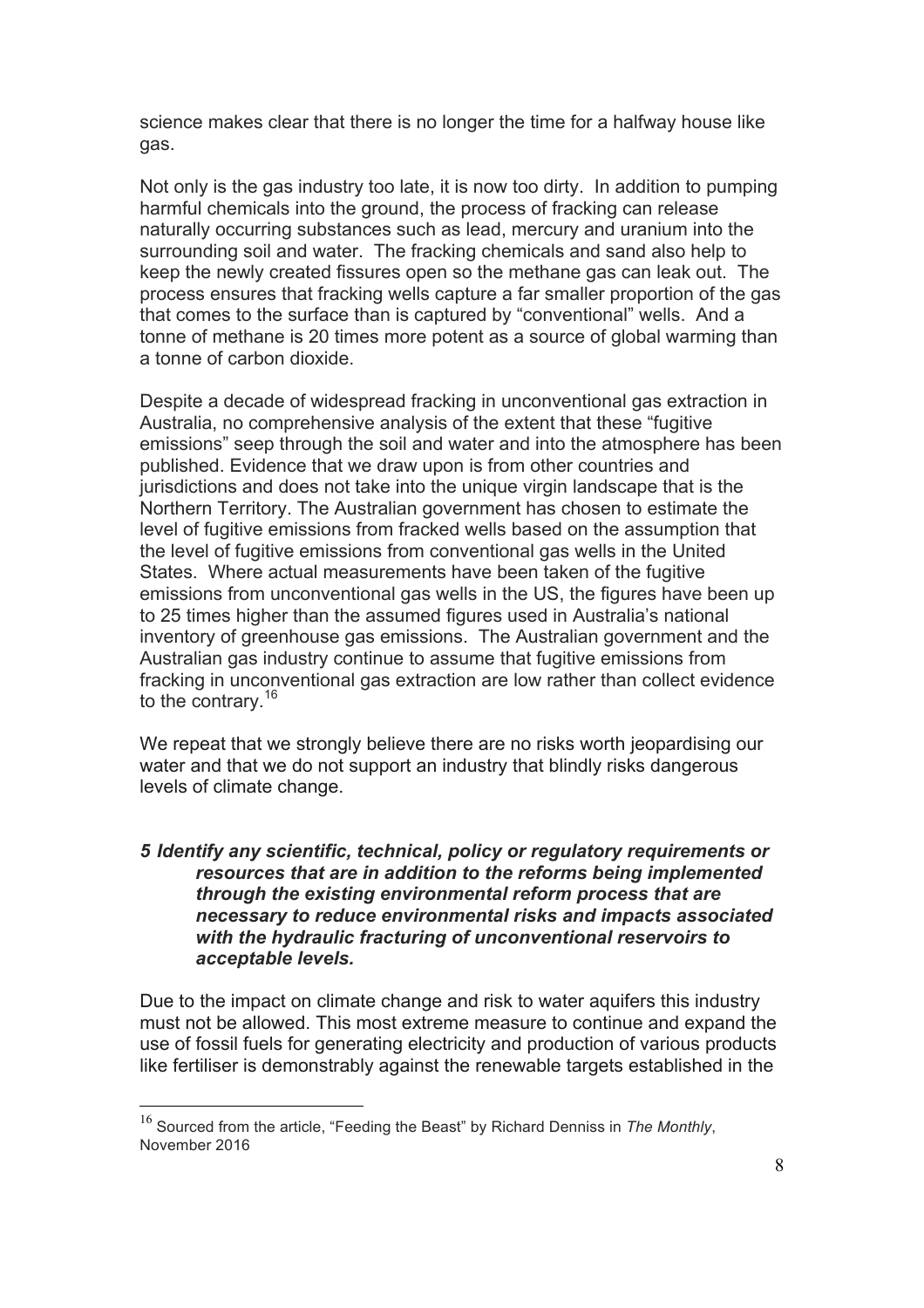science makes clear that there is no longer the time for a halfway house like gas.

Not only is the gas industry too late, it is now too dirty. In addition to pumping harmful chemicals into the ground, the process of fracking can release naturally occurring substances such as lead, mercury and uranium into the surrounding soil and water. The fracking chemicals and sand also help to keep the newly created fissures open so the methane gas can leak out. The process ensures that fracking wells capture a far smaller proportion of the gas that comes to the surface than is captured by "conventional" wells. And a tonne of methane is 20 times more potent as a source of global warming than a tonne of carbon dioxide.

Despite a decade of widespread fracking in unconventional gas extraction in Australia, no comprehensive analysis of the extent that these "fugitive emissions" seep through the soil and water and into the atmosphere has been published. Evidence that we draw upon is from other countries and jurisdictions and does not take into the unique virgin landscape that is the Northern Territory. The Australian government has chosen to estimate the level of fugitive emissions from fracked wells based on the assumption that the level of fugitive emissions from conventional gas wells in the United States. Where actual measurements have been taken of the fugitive emissions from unconventional gas wells in the US, the figures have been up to 25 times higher than the assumed figures used in Australia's national inventory of greenhouse gas emissions. The Australian government and the Australian gas industry continue to assume that fugitive emissions from fracking in unconventional gas extraction are low rather than collect evidence to the contrary.[16]

We repeat that we strongly believe there are no risks worth jeopardising our water and that we do not support an industry that blindly risks dangerous levels of climate change.

***5 Identify any scientific, technical, policy or regulatory requirements or resources that are in addition to the reforms being implemented through the existing environmental reform process that are necessary to reduce environmental risks and impacts associated with the hydraulic fracturing of unconventional reservoirs to acceptable levels.***

Due to the impact on climate change and risk to water aquifers this industry must not be allowed. This most extreme measure to continue and expand the use of fossil fuels for generating electricity and production of various products like fertiliser is demonstrably against the renewable targets established in the

---

[16] Sourced from the article, "Feeding the Beast" by Richard Denniss in *The Monthly*, November 2016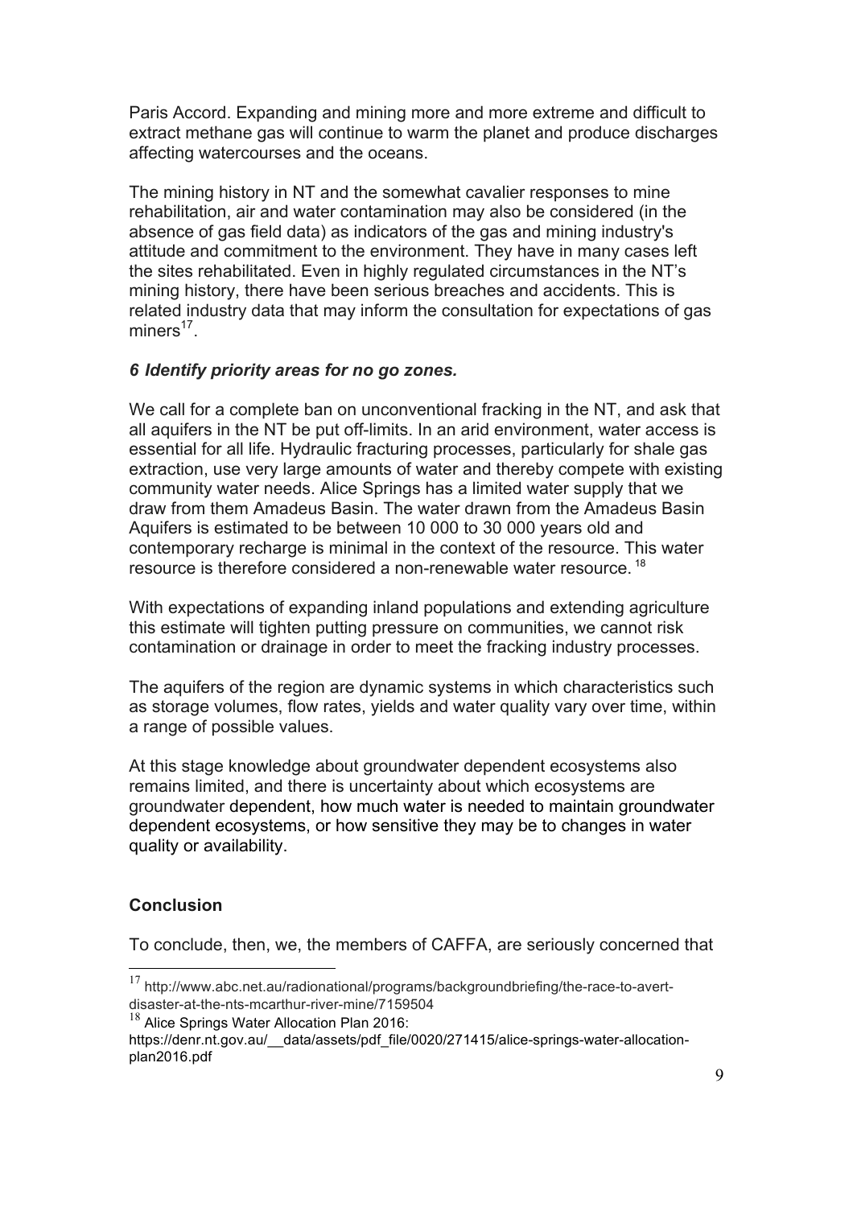Paris Accord. Expanding and mining more and more extreme and difficult to extract methane gas will continue to warm the planet and produce discharges affecting watercourses and the oceans.

The mining history in NT and the somewhat cavalier responses to mine rehabilitation, air and water contamination may also be considered (in the absence of gas field data) as indicators of the gas and mining industry's attitude and commitment to the environment. They have in many cases left the sites rehabilitated. Even in highly regulated circumstances in the NT's mining history, there have been serious breaches and accidents. This is related industry data that may inform the consultation for expectations of gas miners[17].

### *6 Identify priority areas for no go zones.*

We call for a complete ban on unconventional fracking in the NT, and ask that all aquifers in the NT be put off-limits. In an arid environment, water access is essential for all life. Hydraulic fracturing processes, particularly for shale gas extraction, use very large amounts of water and thereby compete with existing community water needs. Alice Springs has a limited water supply that we draw from them Amadeus Basin. The water drawn from the Amadeus Basin Aquifers is estimated to be between 10 000 to 30 000 years old and contemporary recharge is minimal in the context of the resource. This water resource is therefore considered a non-renewable water resource. [18]

With expectations of expanding inland populations and extending agriculture this estimate will tighten putting pressure on communities, we cannot risk contamination or drainage in order to meet the fracking industry processes.

The aquifers of the region are dynamic systems in which characteristics such as storage volumes, flow rates, yields and water quality vary over time, within a range of possible values.

At this stage knowledge about groundwater dependent ecosystems also remains limited, and there is uncertainty about which ecosystems are groundwater dependent, how much water is needed to maintain groundwater dependent ecosystems, or how sensitive they may be to changes in water quality or availability.

### **Conclusion**

To conclude, then, we, the members of CAFFA, are seriously concerned that

---

[17] http://www.abc.net.au/radionational/programs/backgroundbriefing/the-race-to-avert-disaster-at-the-nts-mcarthur-river-mine/7159504

[18] Alice Springs Water Allocation Plan 2016: https://denr.nt.gov.au/__data/assets/pdf_file/0020/271415/alice-springs-water-allocation-plan2016.pdf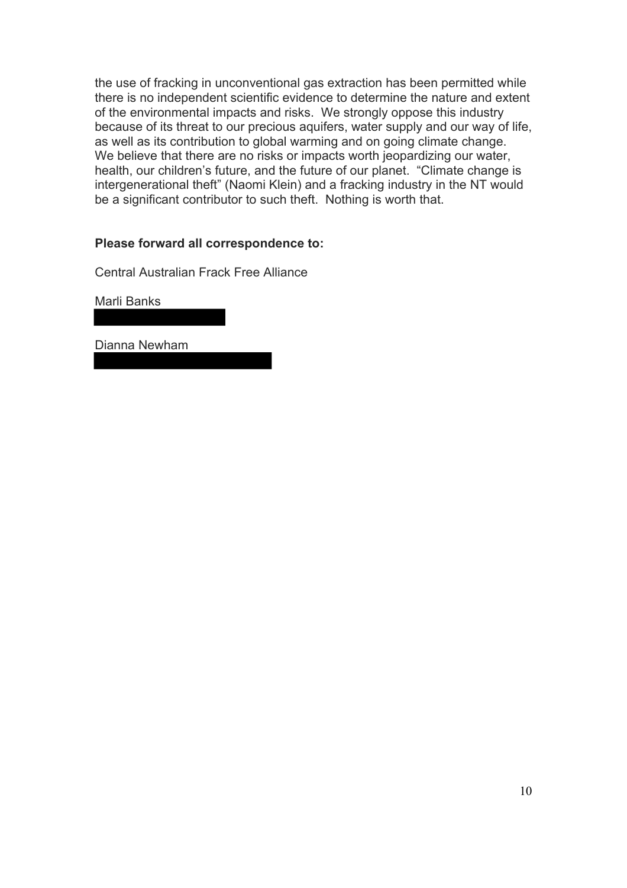the use of fracking in unconventional gas extraction has been permitted while there is no independent scientific evidence to determine the nature and extent of the environmental impacts and risks. We strongly oppose this industry because of its threat to our precious aquifers, water supply and our way of life, as well as its contribution to global warming and on going climate change. We believe that there are no risks or impacts worth jeopardizing our water, health, our children's future, and the future of our planet. "Climate change is intergenerational theft" (Naomi Klein) and a fracking industry in the NT would be a significant contributor to such theft. Nothing is worth that.

**Please forward all correspondence to:**

Central Australian Frack Free Alliance

Marli Banks

Dianna Newham